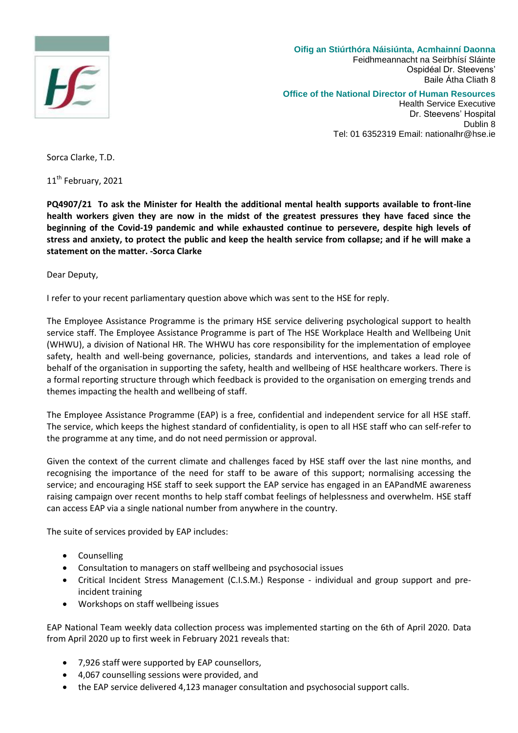**Oifig an Stiúrthóra Náisiúnta, Acmhainní Daonna**
Feidhmeannacht na Seirbhísí Sláinte
Ospidéal Dr. Steevens'
Baile Átha Cliath 8

**Office of the National Director of Human Resources**
Health Service Executive
Dr. Steevens' Hospital
Dublin 8
Tel: 01 6352319 Email: nationalhr@hse.ie

Sorca Clarke, T.D.

11th February, 2021

**PQ4907/21 To ask the Minister for Health the additional mental health supports available to front-line health workers given they are now in the midst of the greatest pressures they have faced since the beginning of the Covid-19 pandemic and while exhausted continue to persevere, despite high levels of stress and anxiety, to protect the public and keep the health service from collapse; and if he will make a statement on the matter. -Sorca Clarke**

Dear Deputy,

I refer to your recent parliamentary question above which was sent to the HSE for reply.

The Employee Assistance Programme is the primary HSE service delivering psychological support to health service staff. The Employee Assistance Programme is part of The HSE Workplace Health and Wellbeing Unit (WHWU), a division of National HR. The WHWU has core responsibility for the implementation of employee safety, health and well-being governance, policies, standards and interventions, and takes a lead role of behalf of the organisation in supporting the safety, health and wellbeing of HSE healthcare workers. There is a formal reporting structure through which feedback is provided to the organisation on emerging trends and themes impacting the health and wellbeing of staff.

The Employee Assistance Programme (EAP) is a free, confidential and independent service for all HSE staff. The service, which keeps the highest standard of confidentiality, is open to all HSE staff who can self-refer to the programme at any time, and do not need permission or approval.

Given the context of the current climate and challenges faced by HSE staff over the last nine months, and recognising the importance of the need for staff to be aware of this support; normalising accessing the service; and encouraging HSE staff to seek support the EAP service has engaged in an EAPandME awareness raising campaign over recent months to help staff combat feelings of helplessness and overwhelm. HSE staff can access EAP via a single national number from anywhere in the country.

The suite of services provided by EAP includes:

- Counselling
- Consultation to managers on staff wellbeing and psychosocial issues
- Critical Incident Stress Management (C.I.S.M.) Response - individual and group support and pre-incident training
- Workshops on staff wellbeing issues

EAP National Team weekly data collection process was implemented starting on the 6th of April 2020. Data from April 2020 up to first week in February 2021 reveals that:

- 7,926 staff were supported by EAP counsellors,
- 4,067 counselling sessions were provided, and
- the EAP service delivered 4,123 manager consultation and psychosocial support calls.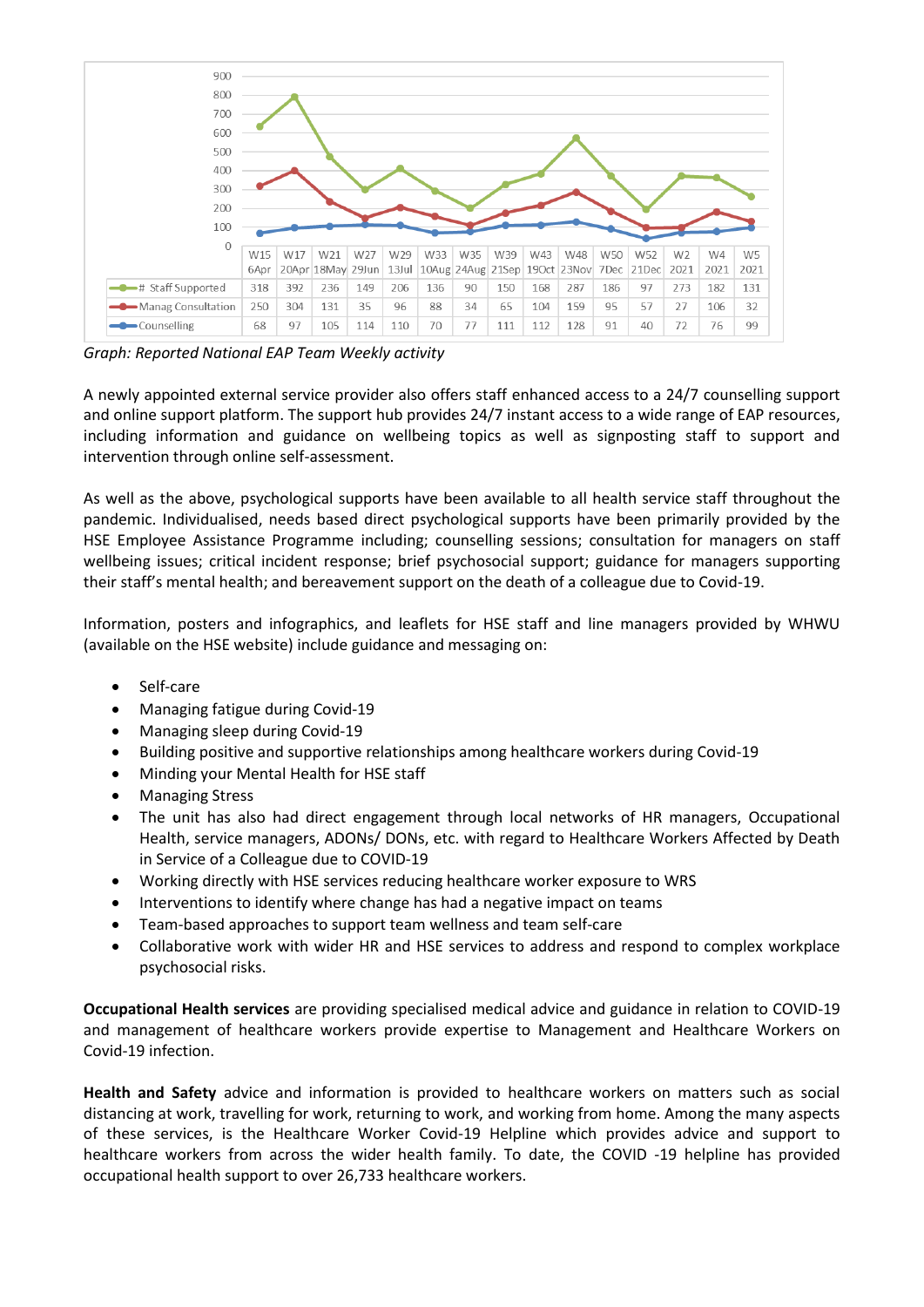| | W15 6Apr | W17 20Apr | W21 18May | W27 29Jun | W29 13Jul | W33 10Aug | W35 24Aug | W39 21Sep | W43 19Oct | W48 23Nov | W50 7Dec | W52 21Dec | W2 2021 | W4 2021 | W5 2021 |
|---|---|---|---|---|---|---|---|---|---|---|---|---|---|---|---|
| # Staff Supported | 318 | 392 | 236 | 149 | 206 | 136 | 90 | 150 | 168 | 287 | 186 | 97 | 273 | 182 | 131 |
| Manag Consultation | 250 | 304 | 131 | 35 | 96 | 88 | 34 | 65 | 104 | 159 | 95 | 57 | 27 | 106 | 32 |
| Counselling | 68 | 97 | 105 | 114 | 110 | 70 | 77 | 111 | 112 | 128 | 91 | 40 | 72 | 76 | 99 |

*Graph: Reported National EAP Team Weekly activity*

A newly appointed external service provider also offers staff enhanced access to a 24/7 counselling support and online support platform. The support hub provides 24/7 instant access to a wide range of EAP resources, including information and guidance on wellbeing topics as well as signposting staff to support and intervention through online self-assessment.

As well as the above, psychological supports have been available to all health service staff throughout the pandemic. Individualised, needs based direct psychological supports have been primarily provided by the HSE Employee Assistance Programme including; counselling sessions; consultation for managers on staff wellbeing issues; critical incident response; brief psychosocial support; guidance for managers supporting their staff's mental health; and bereavement support on the death of a colleague due to Covid-19.

Information, posters and infographics, and leaflets for HSE staff and line managers provided by WHWU (available on the HSE website) include guidance and messaging on:

- Self-care
- Managing fatigue during Covid-19
- Managing sleep during Covid-19
- Building positive and supportive relationships among healthcare workers during Covid-19
- Minding your Mental Health for HSE staff
- Managing Stress
- The unit has also had direct engagement through local networks of HR managers, Occupational Health, service managers, ADONs/ DONs, etc. with regard to Healthcare Workers Affected by Death in Service of a Colleague due to COVID-19
- Working directly with HSE services reducing healthcare worker exposure to WRS
- Interventions to identify where change has had a negative impact on teams
- Team-based approaches to support team wellness and team self-care
- Collaborative work with wider HR and HSE services to address and respond to complex workplace psychosocial risks.

**Occupational Health services** are providing specialised medical advice and guidance in relation to COVID-19 and management of healthcare workers provide expertise to Management and Healthcare Workers on Covid-19 infection.

**Health and Safety** advice and information is provided to healthcare workers on matters such as social distancing at work, travelling for work, returning to work, and working from home. Among the many aspects of these services, is the Healthcare Worker Covid-19 Helpline which provides advice and support to healthcare workers from across the wider health family. To date, the COVID -19 helpline has provided occupational health support to over 26,733 healthcare workers.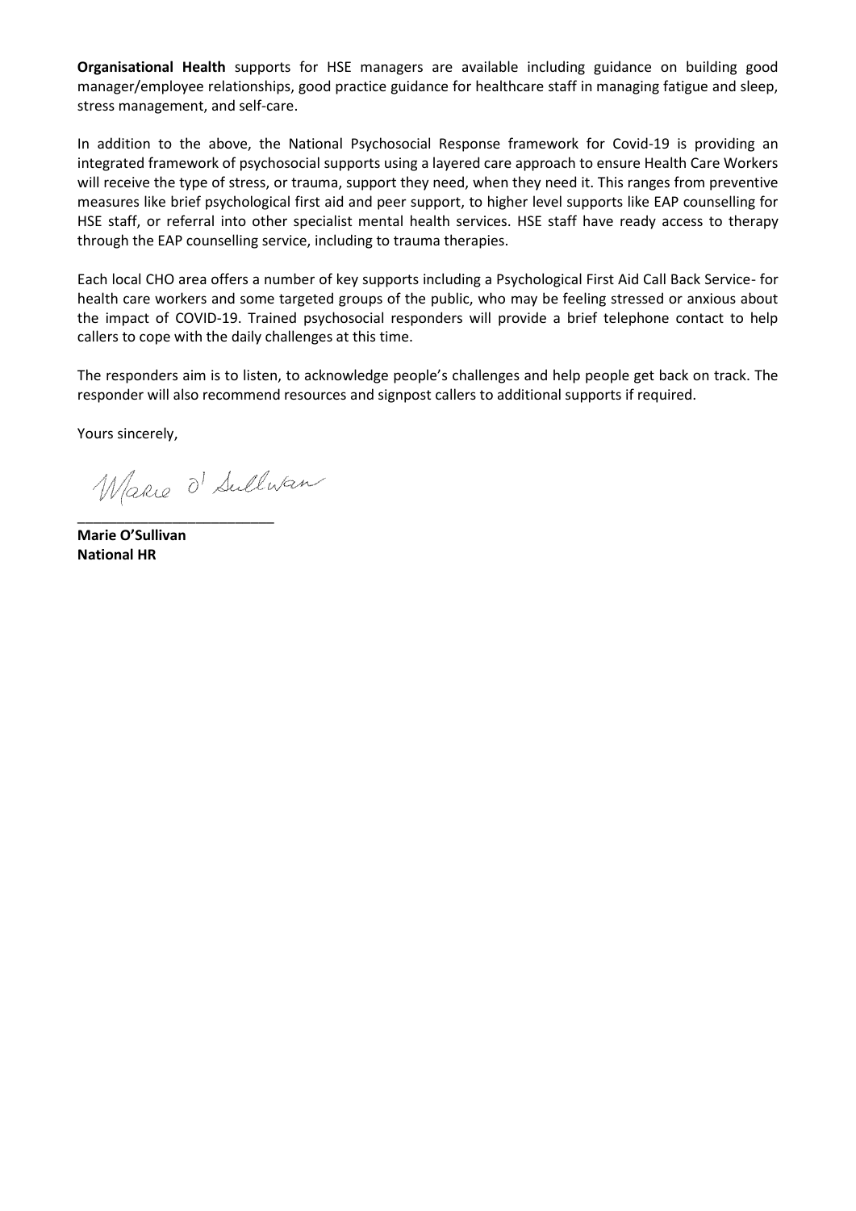**Organisational Health** supports for HSE managers are available including guidance on building good manager/employee relationships, good practice guidance for healthcare staff in managing fatigue and sleep, stress management, and self-care.

In addition to the above, the National Psychosocial Response framework for Covid-19 is providing an integrated framework of psychosocial supports using a layered care approach to ensure Health Care Workers will receive the type of stress, or trauma, support they need, when they need it. This ranges from preventive measures like brief psychological first aid and peer support, to higher level supports like EAP counselling for HSE staff, or referral into other specialist mental health services. HSE staff have ready access to therapy through the EAP counselling service, including to trauma therapies.

Each local CHO area offers a number of key supports including a Psychological First Aid Call Back Service- for health care workers and some targeted groups of the public, who may be feeling stressed or anxious about the impact of COVID-19. Trained psychosocial responders will provide a brief telephone contact to help callers to cope with the daily challenges at this time.

The responders aim is to listen, to acknowledge people's challenges and help people get back on track. The responder will also recommend resources and signpost callers to additional supports if required.

Yours sincerely,

Marie O' Sullivan

\_\_\_\_\_\_\_\_\_\_\_\_\_\_\_\_\_\_\_\_\_\_\_\_\_

**Marie O'Sullivan**
**National HR**